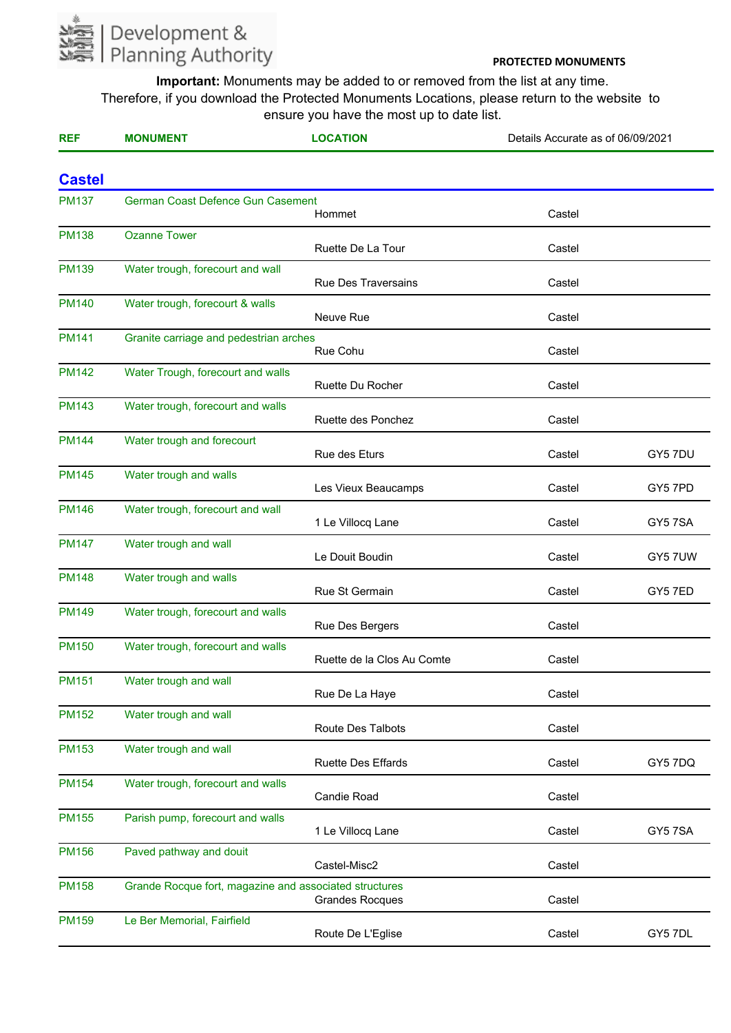Development & Planning Authority

**PROTECTED MONUMENTS**

**Important:** Monuments may be added to or removed from the list at any time. Therefore, if you download the Protected Monuments Locations, please return to the website to ensure you have the most up to date list.

Details Accurate as of 06/09/2021

## Castel

| REF | MONUMENT | LOCATION | | |
|---|---|---|---|---|
| PM137 | German Coast Defence Gun Casement | Hommet | Castel | |
| PM138 | Ozanne Tower | Ruette De La Tour | Castel | |
| PM139 | Water trough, forecourt and wall | Rue Des Traversains | Castel | |
| PM140 | Water trough, forecourt & walls | Neuve Rue | Castel | |
| PM141 | Granite carriage and pedestrian arches | Rue Cohu | Castel | |
| PM142 | Water Trough, forecourt and walls | Ruette Du Rocher | Castel | |
| PM143 | Water trough, forecourt and walls | Ruette des Ponchez | Castel | |
| PM144 | Water trough and forecourt | Rue des Eturs | Castel | GY5 7DU |
| PM145 | Water trough and walls | Les Vieux Beaucamps | Castel | GY5 7PD |
| PM146 | Water trough, forecourt and wall | 1 Le Villocq Lane | Castel | GY5 7SA |
| PM147 | Water trough and wall | Le Douit Boudin | Castel | GY5 7UW |
| PM148 | Water trough and walls | Rue St Germain | Castel | GY5 7ED |
| PM149 | Water trough, forecourt and walls | Rue Des Bergers | Castel | |
| PM150 | Water trough, forecourt and walls | Ruette de la Clos Au Comte | Castel | |
| PM151 | Water trough and wall | Rue De La Haye | Castel | |
| PM152 | Water trough and wall | Route Des Talbots | Castel | |
| PM153 | Water trough and wall | Ruette Des Effards | Castel | GY5 7DQ |
| PM154 | Water trough, forecourt and walls | Candie Road | Castel | |
| PM155 | Parish pump, forecourt and walls | 1 Le Villocq Lane | Castel | GY5 7SA |
| PM156 | Paved pathway and douit | Castel-Misc2 | Castel | |
| PM158 | Grande Rocque fort, magazine and associated structures | Grandes Rocques | Castel | |
| PM159 | Le Ber Memorial, Fairfield | Route De L'Eglise | Castel | GY5 7DL |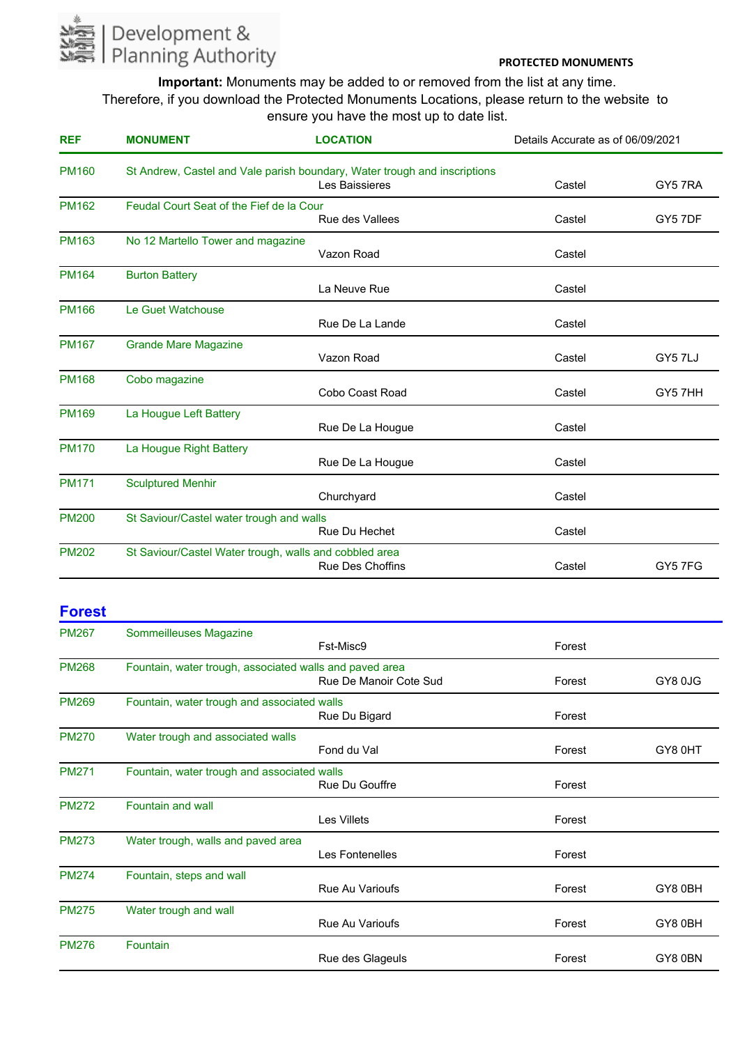Development & Planning Authority

**PROTECTED MONUMENTS**

**Important:** Monuments may be added to or removed from the list at any time. Therefore, if you download the Protected Monuments Locations, please return to the website to ensure you have the most up to date list.

| REF | MONUMENT | LOCATION | Details Accurate as of 06/09/2021 | |
|---|---|---|---|---|
| PM160 | St Andrew, Castel and Vale parish boundary, Water trough and inscriptions | Les Baissieres | Castel | GY5 7RA |
| PM162 | Feudal Court Seat of the Fief de la Cour | Rue des Vallees | Castel | GY5 7DF |
| PM163 | No 12 Martello Tower and magazine | Vazon Road | Castel | |
| PM164 | Burton Battery | La Neuve Rue | Castel | |
| PM166 | Le Guet Watchouse | Rue De La Lande | Castel | |
| PM167 | Grande Mare Magazine | Vazon Road | Castel | GY5 7LJ |
| PM168 | Cobo magazine | Cobo Coast Road | Castel | GY5 7HH |
| PM169 | La Hougue Left Battery | Rue De La Hougue | Castel | |
| PM170 | La Hougue Right Battery | Rue De La Hougue | Castel | |
| PM171 | Sculptured Menhir | Churchyard | Castel | |
| PM200 | St Saviour/Castel water trough and walls | Rue Du Hechet | Castel | |
| PM202 | St Saviour/Castel Water trough, walls and cobbled area | Rue Des Choffins | Castel | GY5 7FG |

## Forest

| REF | MONUMENT | LOCATION | | |
|---|---|---|---|---|
| PM267 | Sommeilleuses Magazine | Fst-Misc9 | Forest | |
| PM268 | Fountain, water trough, associated walls and paved area | Rue De Manoir Cote Sud | Forest | GY8 0JG |
| PM269 | Fountain, water trough and associated walls | Rue Du Bigard | Forest | |
| PM270 | Water trough and associated walls | Fond du Val | Forest | GY8 0HT |
| PM271 | Fountain, water trough and associated walls | Rue Du Gouffre | Forest | |
| PM272 | Fountain and wall | Les Villets | Forest | |
| PM273 | Water trough, walls and paved area | Les Fontenelles | Forest | |
| PM274 | Fountain, steps and wall | Rue Au Varioufs | Forest | GY8 0BH |
| PM275 | Water trough and wall | Rue Au Varioufs | Forest | GY8 0BH |
| PM276 | Fountain | Rue des Glageuls | Forest | GY8 0BN |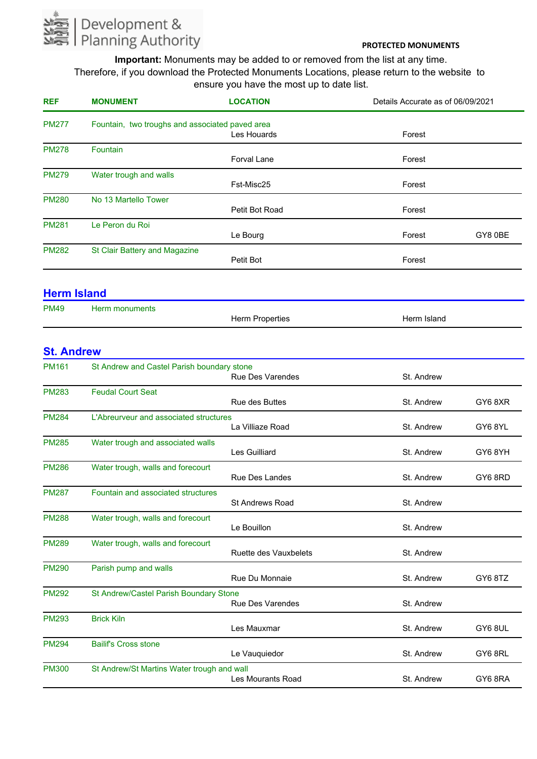Development & Planning Authority

**PROTECTED MONUMENTS**

**Important:** Monuments may be added to or removed from the list at any time. Therefore, if you download the Protected Monuments Locations, please return to the website to ensure you have the most up to date list.

| REF | MONUMENT | LOCATION | Details Accurate as of 06/09/2021 | |
|---|---|---|---|---|
| PM277 | Fountain, two troughs and associated paved area | Les Houards | Forest | |
| PM278 | Fountain | Forval Lane | Forest | |
| PM279 | Water trough and walls | Fst-Misc25 | Forest | |
| PM280 | No 13 Martello Tower | Petit Bot Road | Forest | |
| PM281 | Le Peron du Roi | Le Bourg | Forest | GY8 0BE |
| PM282 | St Clair Battery and Magazine | Petit Bot | Forest | |

## Herm Island

| REF | MONUMENT | LOCATION | | |
|---|---|---|---|---|
| PM49 | Herm monuments | Herm Properties | Herm Island | |

## St. Andrew

| REF | MONUMENT | LOCATION | | |
|---|---|---|---|---|
| PM161 | St Andrew and Castel Parish boundary stone | Rue Des Varendes | St. Andrew | |
| PM283 | Feudal Court Seat | Rue des Buttes | St. Andrew | GY6 8XR |
| PM284 | L'Abreurveur and associated structures | La Villiaze Road | St. Andrew | GY6 8YL |
| PM285 | Water trough and associated walls | Les Guilliard | St. Andrew | GY6 8YH |
| PM286 | Water trough, walls and forecourt | Rue Des Landes | St. Andrew | GY6 8RD |
| PM287 | Fountain and associated structures | St Andrews Road | St. Andrew | |
| PM288 | Water trough, walls and forecourt | Le Bouillon | St. Andrew | |
| PM289 | Water trough, walls and forecourt | Ruette des Vauxbelets | St. Andrew | |
| PM290 | Parish pump and walls | Rue Du Monnaie | St. Andrew | GY6 8TZ |
| PM292 | St Andrew/Castel Parish Boundary Stone | Rue Des Varendes | St. Andrew | |
| PM293 | Brick Kiln | Les Mauxmar | St. Andrew | GY6 8UL |
| PM294 | Bailif's Cross stone | Le Vauquiedor | St. Andrew | GY6 8RL |
| PM300 | St Andrew/St Martins Water trough and wall | Les Mourants Road | St. Andrew | GY6 8RA |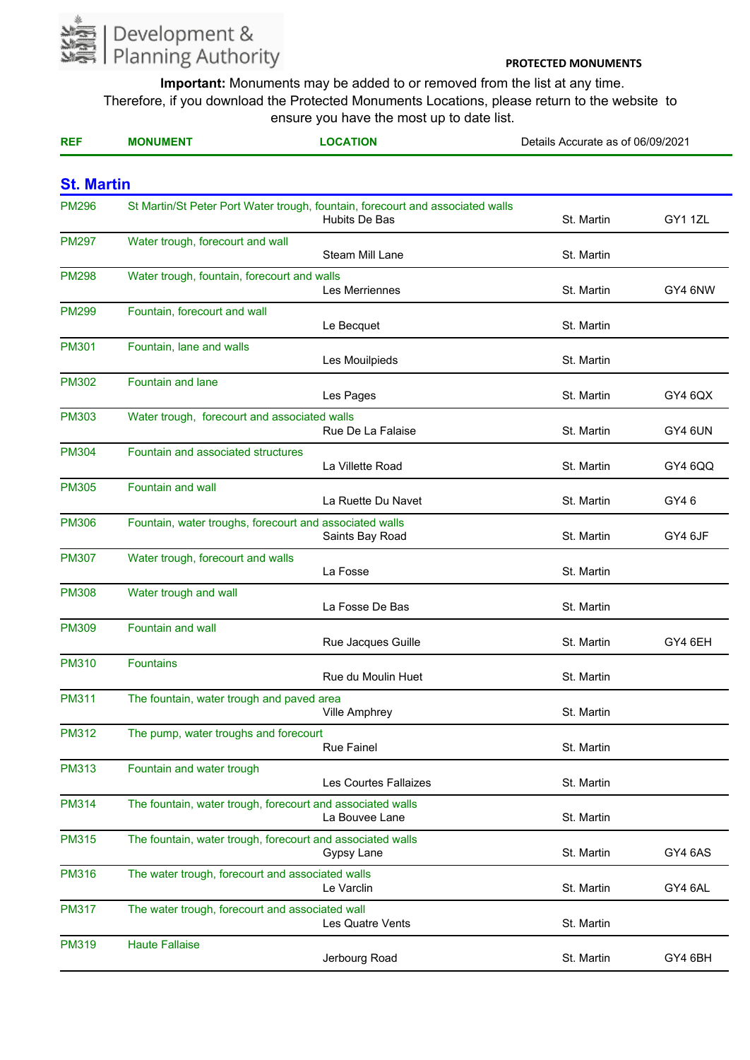Development & Planning Authority

**PROTECTED MONUMENTS**

**Important:** Monuments may be added to or removed from the list at any time.
Therefore, if you download the Protected Monuments Locations, please return to the website to ensure you have the most up to date list.

Details Accurate as of 06/09/2021

## St. Martin

| REF | MONUMENT | LOCATION | | |
|---|---|---|---|---|
| PM296 | St Martin/St Peter Port Water trough, fountain, forecourt and associated walls | Hubits De Bas | St. Martin | GY1 1ZL |
| PM297 | Water trough, forecourt and wall | Steam Mill Lane | St. Martin | |
| PM298 | Water trough, fountain, forecourt and walls | Les Merriennes | St. Martin | GY4 6NW |
| PM299 | Fountain, forecourt and wall | Le Becquet | St. Martin | |
| PM301 | Fountain, lane and walls | Les Mouilpieds | St. Martin | |
| PM302 | Fountain and lane | Les Pages | St. Martin | GY4 6QX |
| PM303 | Water trough, forecourt and associated walls | Rue De La Falaise | St. Martin | GY4 6UN |
| PM304 | Fountain and associated structures | La Villette Road | St. Martin | GY4 6QQ |
| PM305 | Fountain and wall | La Ruette Du Navet | St. Martin | GY4 6 |
| PM306 | Fountain, water troughs, forecourt and associated walls | Saints Bay Road | St. Martin | GY4 6JF |
| PM307 | Water trough, forecourt and walls | La Fosse | St. Martin | |
| PM308 | Water trough and wall | La Fosse De Bas | St. Martin | |
| PM309 | Fountain and wall | Rue Jacques Guille | St. Martin | GY4 6EH |
| PM310 | Fountains | Rue du Moulin Huet | St. Martin | |
| PM311 | The fountain, water trough and paved area | Ville Amphrey | St. Martin | |
| PM312 | The pump, water troughs and forecourt | Rue Fainel | St. Martin | |
| PM313 | Fountain and water trough | Les Courtes Fallaizes | St. Martin | |
| PM314 | The fountain, water trough, forecourt and associated walls | La Bouvee Lane | St. Martin | |
| PM315 | The fountain, water trough, forecourt and associated walls | Gypsy Lane | St. Martin | GY4 6AS |
| PM316 | The water trough, forecourt and associated walls | Le Varclin | St. Martin | GY4 6AL |
| PM317 | The water trough, forecourt and associated wall | Les Quatre Vents | St. Martin | |
| PM319 | Haute Fallaise | Jerbourg Road | St. Martin | GY4 6BH |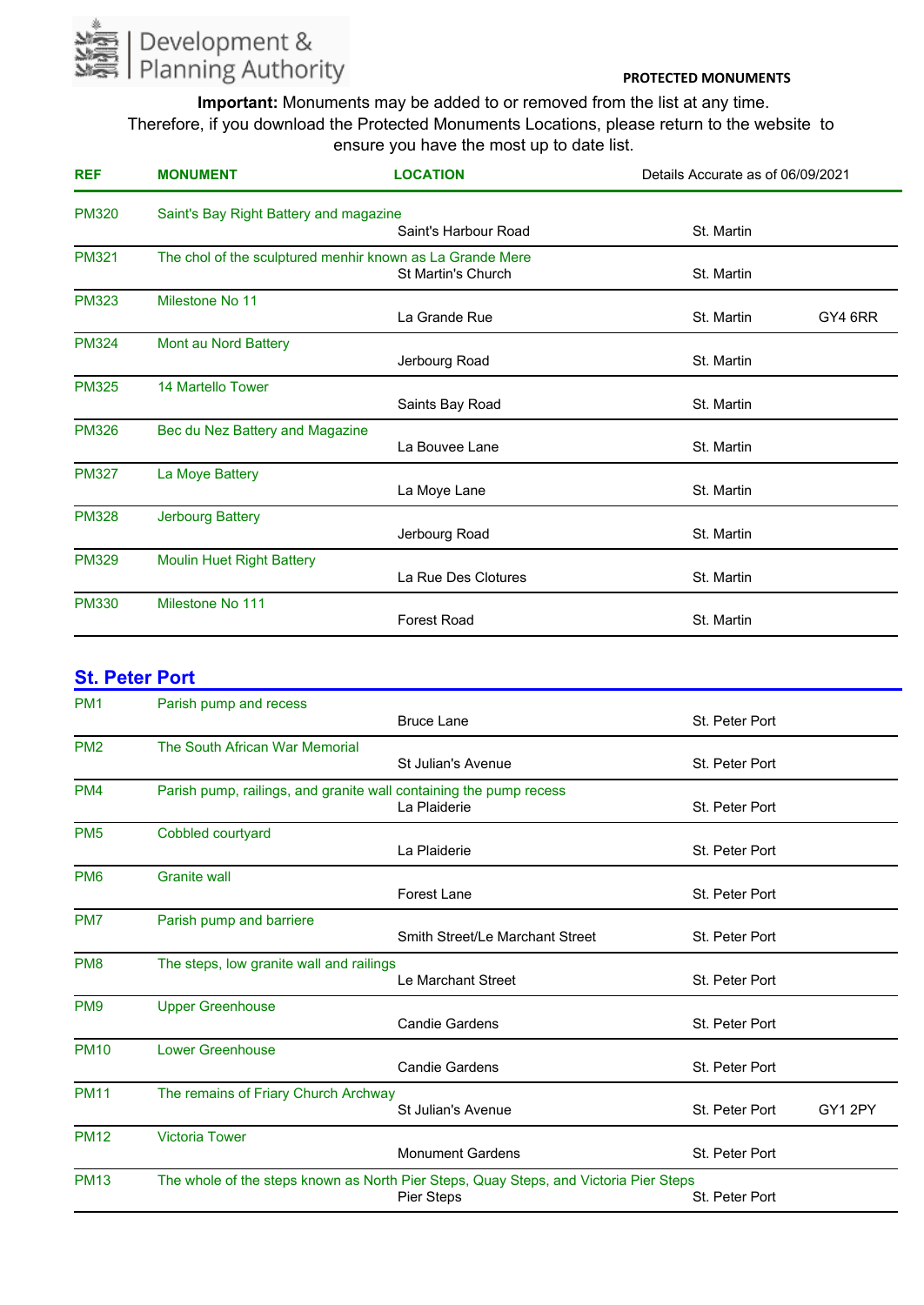Development & Planning Authority

**PROTECTED MONUMENTS**

**Important:** Monuments may be added to or removed from the list at any time. Therefore, if you download the Protected Monuments Locations, please return to the website to ensure you have the most up to date list.

| REF | MONUMENT | LOCATION | Details Accurate as of 06/09/2021 | |
|---|---|---|---|---|
| PM320 | Saint's Bay Right Battery and magazine | Saint's Harbour Road | St. Martin | |
| PM321 | The chol of the sculptured menhir known as La Grande Mere | St Martin's Church | St. Martin | |
| PM323 | Milestone No 11 | La Grande Rue | St. Martin | GY4 6RR |
| PM324 | Mont au Nord Battery | Jerbourg Road | St. Martin | |
| PM325 | 14 Martello Tower | Saints Bay Road | St. Martin | |
| PM326 | Bec du Nez Battery and Magazine | La Bouvee Lane | St. Martin | |
| PM327 | La Moye Battery | La Moye Lane | St. Martin | |
| PM328 | Jerbourg Battery | Jerbourg Road | St. Martin | |
| PM329 | Moulin Huet Right Battery | La Rue Des Clotures | St. Martin | |
| PM330 | Milestone No 111 | Forest Road | St. Martin | |

## St. Peter Port

| REF | MONUMENT | LOCATION | | |
|---|---|---|---|---|
| PM1 | Parish pump and recess | Bruce Lane | St. Peter Port | |
| PM2 | The South African War Memorial | St Julian's Avenue | St. Peter Port | |
| PM4 | Parish pump, railings, and granite wall containing the pump recess | La Plaiderie | St. Peter Port | |
| PM5 | Cobbled courtyard | La Plaiderie | St. Peter Port | |
| PM6 | Granite wall | Forest Lane | St. Peter Port | |
| PM7 | Parish pump and barriere | Smith Street/Le Marchant Street | St. Peter Port | |
| PM8 | The steps, low granite wall and railings | Le Marchant Street | St. Peter Port | |
| PM9 | Upper Greenhouse | Candie Gardens | St. Peter Port | |
| PM10 | Lower Greenhouse | Candie Gardens | St. Peter Port | |
| PM11 | The remains of Friary Church Archway | St Julian's Avenue | St. Peter Port | GY1 2PY |
| PM12 | Victoria Tower | Monument Gardens | St. Peter Port | |
| PM13 | The whole of the steps known as North Pier Steps, Quay Steps, and Victoria Pier Steps | Pier Steps | St. Peter Port | |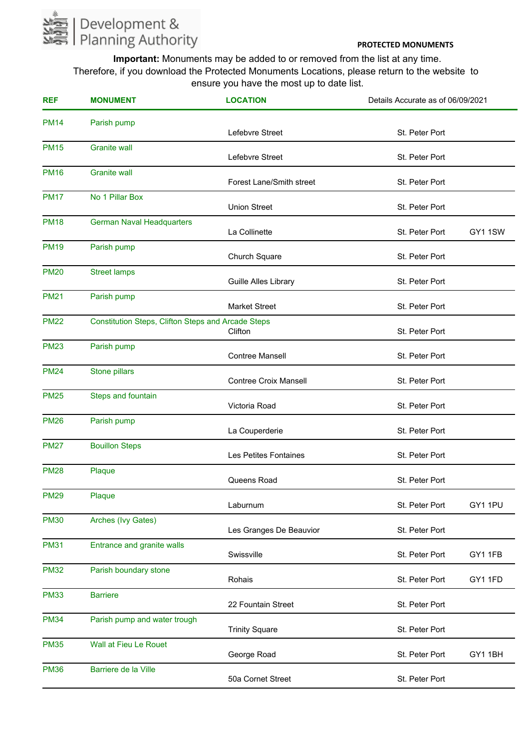Development & Planning Authority

**PROTECTED MONUMENTS**

**Important:** Monuments may be added to or removed from the list at any time. Therefore, if you download the Protected Monuments Locations, please return to the website to ensure you have the most up to date list.

| REF | MONUMENT | LOCATION | Details Accurate as of 06/09/2021 | |
|---|---|---|---|---|
| PM14 | Parish pump | Lefebvre Street | St. Peter Port | |
| PM15 | Granite wall | Lefebvre Street | St. Peter Port | |
| PM16 | Granite wall | Forest Lane/Smith street | St. Peter Port | |
| PM17 | No 1 Pillar Box | Union Street | St. Peter Port | |
| PM18 | German Naval Headquarters | La Collinette | St. Peter Port | GY1 1SW |
| PM19 | Parish pump | Church Square | St. Peter Port | |
| PM20 | Street lamps | Guille Alles Library | St. Peter Port | |
| PM21 | Parish pump | Market Street | St. Peter Port | |
| PM22 | Constitution Steps, Clifton Steps and Arcade Steps | Clifton | St. Peter Port | |
| PM23 | Parish pump | Contree Mansell | St. Peter Port | |
| PM24 | Stone pillars | Contree Croix Mansell | St. Peter Port | |
| PM25 | Steps and fountain | Victoria Road | St. Peter Port | |
| PM26 | Parish pump | La Couperderie | St. Peter Port | |
| PM27 | Bouillon Steps | Les Petites Fontaines | St. Peter Port | |
| PM28 | Plaque | Queens Road | St. Peter Port | |
| PM29 | Plaque | Laburnum | St. Peter Port | GY1 1PU |
| PM30 | Arches (Ivy Gates) | Les Granges De Beauvior | St. Peter Port | |
| PM31 | Entrance and granite walls | Swissville | St. Peter Port | GY1 1FB |
| PM32 | Parish boundary stone | Rohais | St. Peter Port | GY1 1FD |
| PM33 | Barriere | 22 Fountain Street | St. Peter Port | |
| PM34 | Parish pump and water trough | Trinity Square | St. Peter Port | |
| PM35 | Wall at Fieu Le Rouet | George Road | St. Peter Port | GY1 1BH |
| PM36 | Barriere de la Ville | 50a Cornet Street | St. Peter Port | |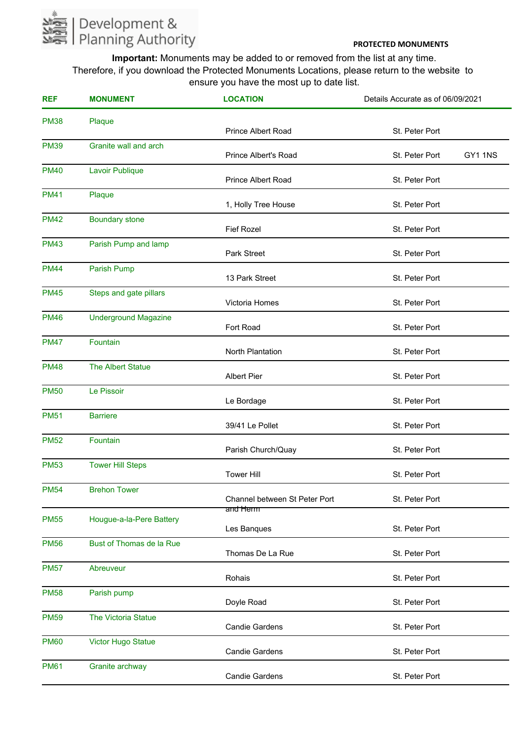Development & Planning Authority

**PROTECTED MONUMENTS**

**Important:** Monuments may be added to or removed from the list at any time. Therefore, if you download the Protected Monuments Locations, please return to the website to ensure you have the most up to date list.

| REF | MONUMENT | LOCATION | Details Accurate as of 06/09/2021 | |
|---|---|---|---|---|
| PM38 | Plaque | Prince Albert Road | St. Peter Port | |
| PM39 | Granite wall and arch | Prince Albert's Road | St. Peter Port | GY1 1NS |
| PM40 | Lavoir Publique | Prince Albert Road | St. Peter Port | |
| PM41 | Plaque | 1, Holly Tree House | St. Peter Port | |
| PM42 | Boundary stone | Fief Rozel | St. Peter Port | |
| PM43 | Parish Pump and lamp | Park Street | St. Peter Port | |
| PM44 | Parish Pump | 13 Park Street | St. Peter Port | |
| PM45 | Steps and gate pillars | Victoria Homes | St. Peter Port | |
| PM46 | Underground Magazine | Fort Road | St. Peter Port | |
| PM47 | Fountain | North Plantation | St. Peter Port | |
| PM48 | The Albert Statue | Albert Pier | St. Peter Port | |
| PM50 | Le Pissoir | Le Bordage | St. Peter Port | |
| PM51 | Barriere | 39/41 Le Pollet | St. Peter Port | |
| PM52 | Fountain | Parish Church/Quay | St. Peter Port | |
| PM53 | Tower Hill Steps | Tower Hill | St. Peter Port | |
| PM54 | Brehon Tower | Channel between St Peter Port and Herm | St. Peter Port | |
| PM55 | Hougue-a-la-Pere Battery | Les Banques | St. Peter Port | |
| PM56 | Bust of Thomas de la Rue | Thomas De La Rue | St. Peter Port | |
| PM57 | Abreuveur | Rohais | St. Peter Port | |
| PM58 | Parish pump | Doyle Road | St. Peter Port | |
| PM59 | The Victoria Statue | Candie Gardens | St. Peter Port | |
| PM60 | Victor Hugo Statue | Candie Gardens | St. Peter Port | |
| PM61 | Granite archway | Candie Gardens | St. Peter Port | |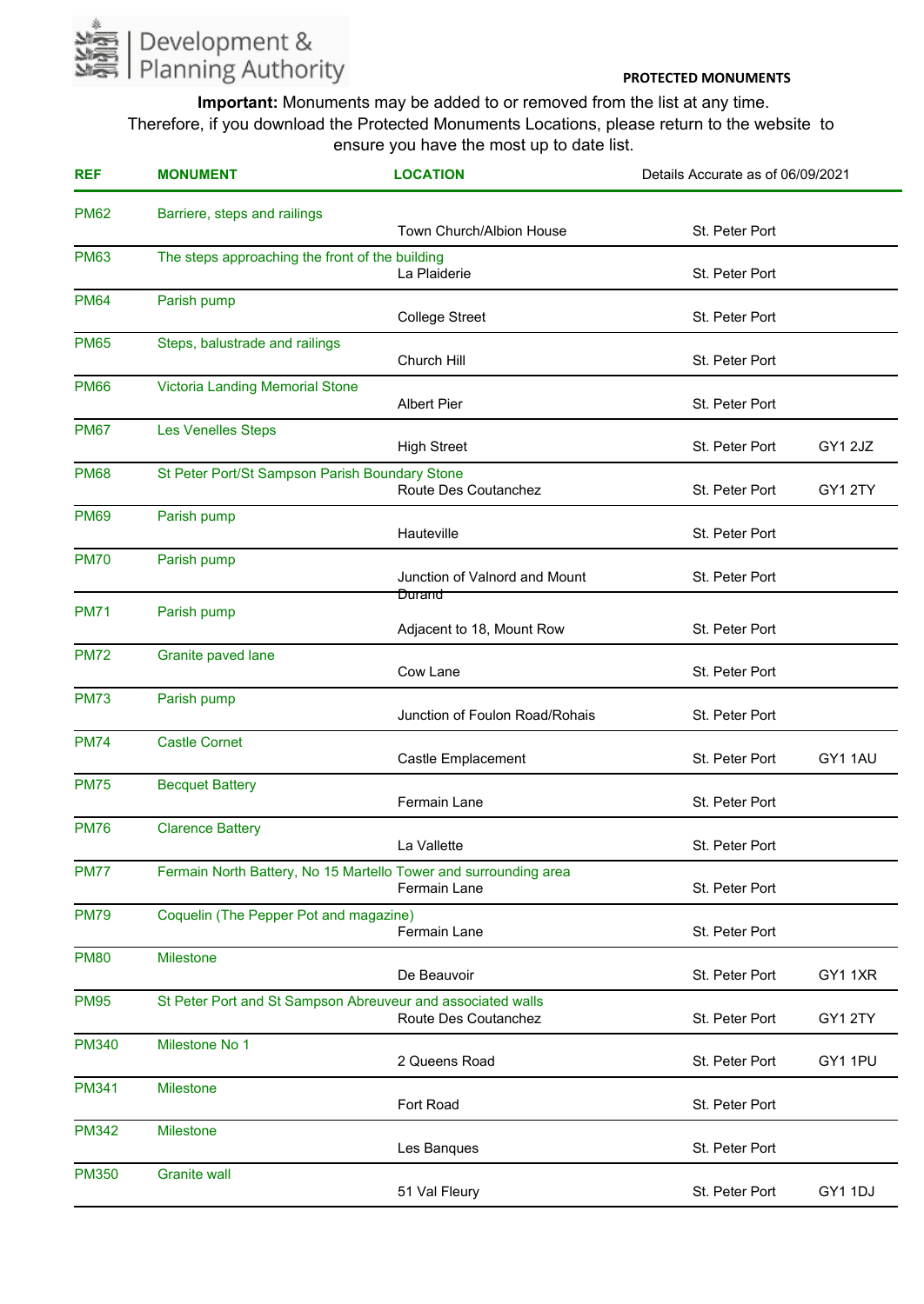Development & Planning Authority

**PROTECTED MONUMENTS**

**Important:** Monuments may be added to or removed from the list at any time. Therefore, if you download the Protected Monuments Locations, please return to the website to ensure you have the most up to date list.

| REF | MONUMENT | LOCATION | Details Accurate as of 06/09/2021 | |
|---|---|---|---|---|
| PM62 | Barriere, steps and railings | Town Church/Albion House | St. Peter Port | |
| PM63 | The steps approaching the front of the building | La Plaiderie | St. Peter Port | |
| PM64 | Parish pump | College Street | St. Peter Port | |
| PM65 | Steps, balustrade and railings | Church Hill | St. Peter Port | |
| PM66 | Victoria Landing Memorial Stone | Albert Pier | St. Peter Port | |
| PM67 | Les Venelles Steps | High Street | St. Peter Port | GY1 2JZ |
| PM68 | St Peter Port/St Sampson Parish Boundary Stone | Route Des Coutanchez | St. Peter Port | GY1 2TY |
| PM69 | Parish pump | Hauteville | St. Peter Port | |
| PM70 | Parish pump | Junction of Valnord and Mount Durand | St. Peter Port | |
| PM71 | Parish pump | Adjacent to 18, Mount Row | St. Peter Port | |
| PM72 | Granite paved lane | Cow Lane | St. Peter Port | |
| PM73 | Parish pump | Junction of Foulon Road/Rohais | St. Peter Port | |
| PM74 | Castle Cornet | Castle Emplacement | St. Peter Port | GY1 1AU |
| PM75 | Becquet Battery | Fermain Lane | St. Peter Port | |
| PM76 | Clarence Battery | La Vallette | St. Peter Port | |
| PM77 | Fermain North Battery, No 15 Martello Tower and surrounding area | Fermain Lane | St. Peter Port | |
| PM79 | Coquelin (The Pepper Pot and magazine) | Fermain Lane | St. Peter Port | |
| PM80 | Milestone | De Beauvoir | St. Peter Port | GY1 1XR |
| PM95 | St Peter Port and St Sampson Abreuveur and associated walls | Route Des Coutanchez | St. Peter Port | GY1 2TY |
| PM340 | Milestone No 1 | 2 Queens Road | St. Peter Port | GY1 1PU |
| PM341 | Milestone | Fort Road | St. Peter Port | |
| PM342 | Milestone | Les Banques | St. Peter Port | |
| PM350 | Granite wall | 51 Val Fleury | St. Peter Port | GY1 1DJ |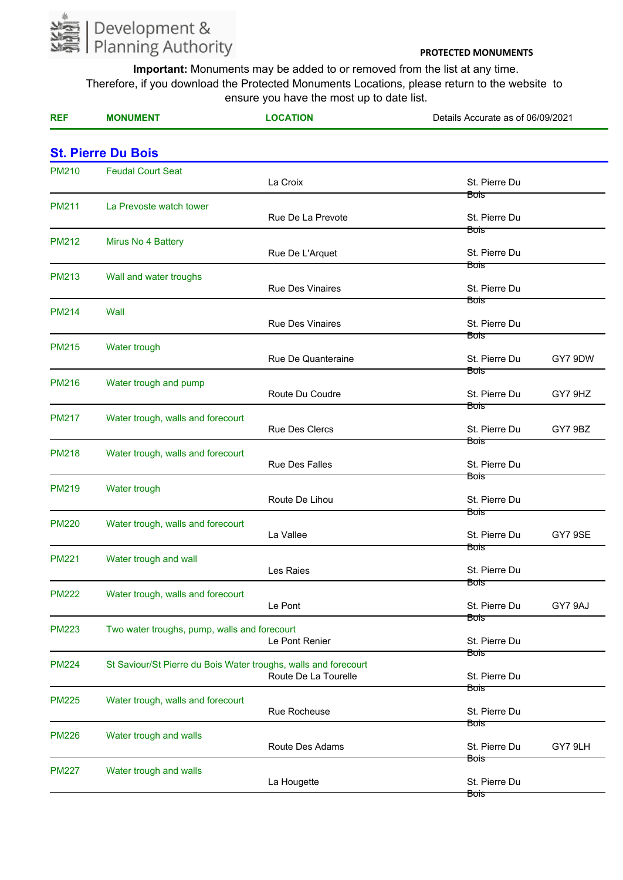Development & Planning Authority

**PROTECTED MONUMENTS**

**Important:** Monuments may be added to or removed from the list at any time. Therefore, if you download the Protected Monuments Locations, please return to the website to ensure you have the most up to date list.

| REF | MONUMENT | LOCATION | Details Accurate as of 06/09/2021 | |
|---|---|---|---|---|

## St. Pierre Du Bois

| REF | MONUMENT | LOCATION | PARISH | POSTCODE |
|---|---|---|---|---|
| PM210 | Feudal Court Seat | La Croix | St. Pierre Du Bois | |
| PM211 | La Prevoste watch tower | Rue De La Prevote | St. Pierre Du Bois | |
| PM212 | Mirus No 4 Battery | Rue De L'Arquet | St. Pierre Du Bois | |
| PM213 | Wall and water troughs | Rue Des Vinaires | St. Pierre Du Bois | |
| PM214 | Wall | Rue Des Vinaires | St. Pierre Du Bois | |
| PM215 | Water trough | Rue De Quanteraine | St. Pierre Du Bois | GY7 9DW |
| PM216 | Water trough and pump | Route Du Coudre | St. Pierre Du Bois | GY7 9HZ |
| PM217 | Water trough, walls and forecourt | Rue Des Clercs | St. Pierre Du Bois | GY7 9BZ |
| PM218 | Water trough, walls and forecourt | Rue Des Falles | St. Pierre Du Bois | |
| PM219 | Water trough | Route De Lihou | St. Pierre Du Bois | |
| PM220 | Water trough, walls and forecourt | La Vallee | St. Pierre Du Bois | GY7 9SE |
| PM221 | Water trough and wall | Les Raies | St. Pierre Du Bois | |
| PM222 | Water trough, walls and forecourt | Le Pont | St. Pierre Du Bois | GY7 9AJ |
| PM223 | Two water troughs, pump, walls and forecourt | Le Pont Renier | St. Pierre Du Bois | |
| PM224 | St Saviour/St Pierre du Bois Water troughs, walls and forecourt | Route De La Tourelle | St. Pierre Du Bois | |
| PM225 | Water trough, walls and forecourt | Rue Rocheuse | St. Pierre Du Bois | |
| PM226 | Water trough and walls | Route Des Adams | St. Pierre Du Bois | GY7 9LH |
| PM227 | Water trough and walls | La Hougette | St. Pierre Du Bois | |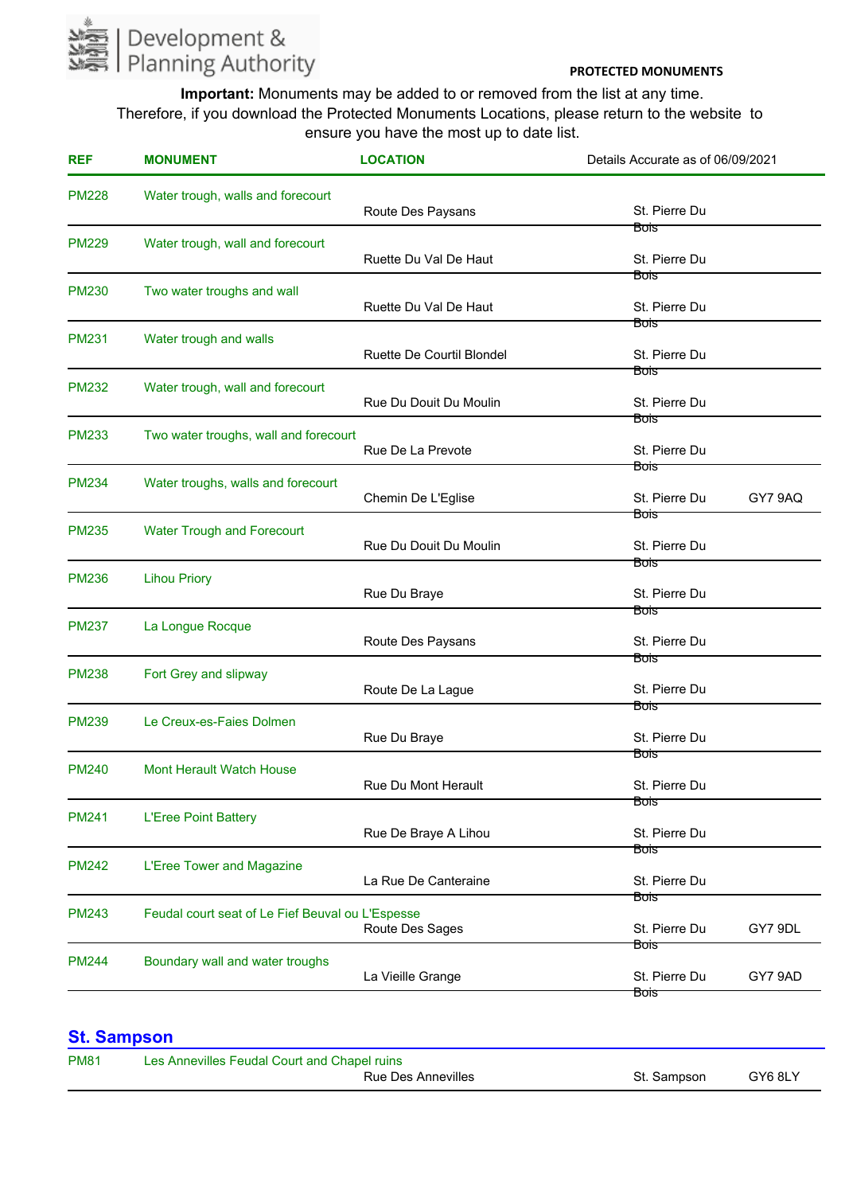PROTECTED MONUMENTS

**Important:** Monuments may be added to or removed from the list at any time. Therefore, if you download the Protected Monuments Locations, please return to the website to ensure you have the most up to date list.

| REF | MONUMENT | LOCATION | Details Accurate as of 06/09/2021 | |
|---|---|---|---|---|
| PM228 | Water trough, walls and forecourt | Route Des Paysans | St. Pierre Du Bois | |
| PM229 | Water trough, wall and forecourt | Ruette Du Val De Haut | St. Pierre Du Bois | |
| PM230 | Two water troughs and wall | Ruette Du Val De Haut | St. Pierre Du Bois | |
| PM231 | Water trough and walls | Ruette De Courtil Blondel | St. Pierre Du Bois | |
| PM232 | Water trough, wall and forecourt | Rue Du Douit Du Moulin | St. Pierre Du Bois | |
| PM233 | Two water troughs, wall and forecourt | Rue De La Prevote | St. Pierre Du Bois | |
| PM234 | Water troughs, walls and forecourt | Chemin De L'Eglise | St. Pierre Du Bois | GY7 9AQ |
| PM235 | Water Trough and Forecourt | Rue Du Douit Du Moulin | St. Pierre Du Bois | |
| PM236 | Lihou Priory | Rue Du Braye | St. Pierre Du Bois | |
| PM237 | La Longue Rocque | Route Des Paysans | St. Pierre Du Bois | |
| PM238 | Fort Grey and slipway | Route De La Lague | St. Pierre Du Bois | |
| PM239 | Le Creux-es-Faies Dolmen | Rue Du Braye | St. Pierre Du Bois | |
| PM240 | Mont Herault Watch House | Rue Du Mont Herault | St. Pierre Du Bois | |
| PM241 | L'Eree Point Battery | Rue De Braye A Lihou | St. Pierre Du Bois | |
| PM242 | L'Eree Tower and Magazine | La Rue De Canteraine | St. Pierre Du Bois | |
| PM243 | Feudal court seat of Le Fief Beuval ou L'Espesse | Route Des Sages | St. Pierre Du Bois | GY7 9DL |
| PM244 | Boundary wall and water troughs | La Vieille Grange | St. Pierre Du Bois | GY7 9AD |

## St. Sampson

| REF | MONUMENT | LOCATION | | |
|---|---|---|---|---|
| PM81 | Les Annevilles Feudal Court and Chapel ruins | Rue Des Annevilles | St. Sampson | GY6 8LY |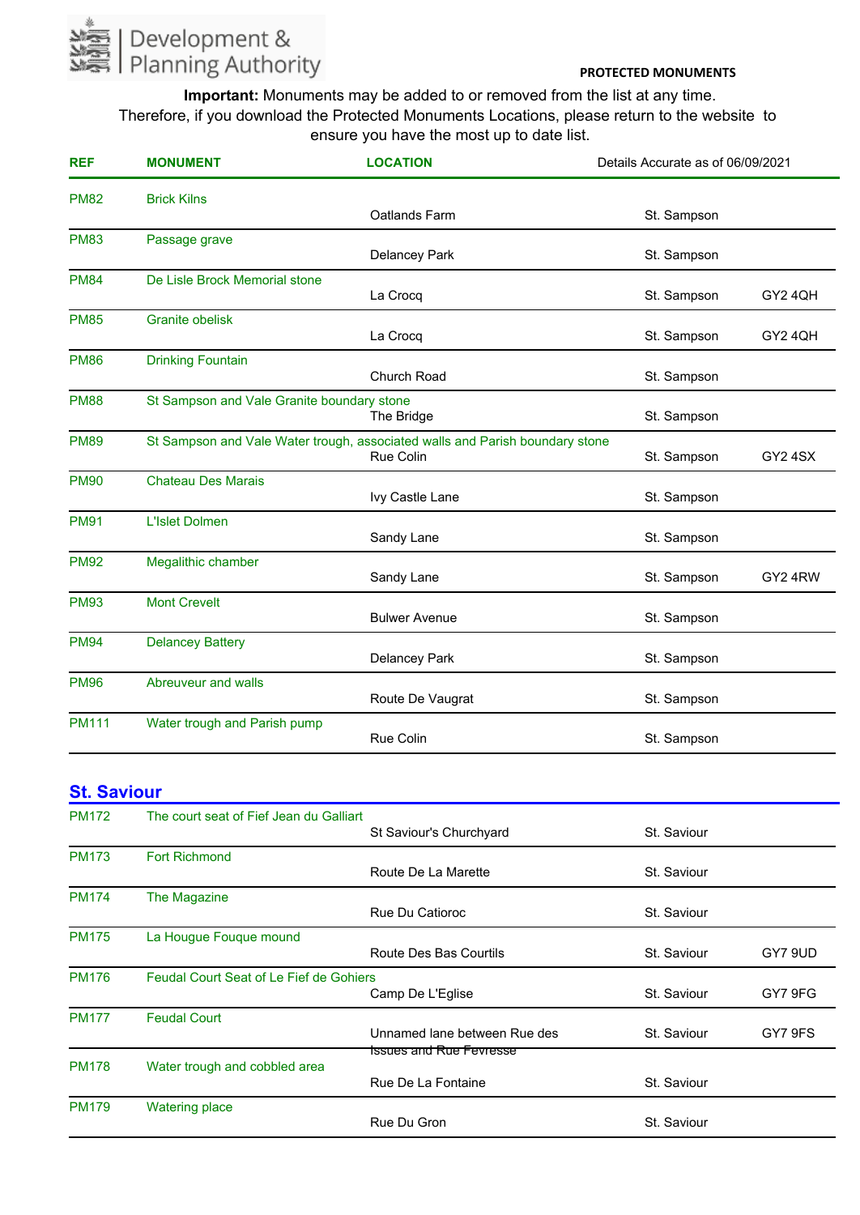Development & Planning Authority

**PROTECTED MONUMENTS**

**Important:** Monuments may be added to or removed from the list at any time. Therefore, if you download the Protected Monuments Locations, please return to the website to ensure you have the most up to date list.

| REF | MONUMENT | LOCATION | Details Accurate as of 06/09/2021 | |
|---|---|---|---|---|
| PM82 | Brick Kilns | Oatlands Farm | St. Sampson | |
| PM83 | Passage grave | Delancey Park | St. Sampson | |
| PM84 | De Lisle Brock Memorial stone | La Crocq | St. Sampson | GY2 4QH |
| PM85 | Granite obelisk | La Crocq | St. Sampson | GY2 4QH |
| PM86 | Drinking Fountain | Church Road | St. Sampson | |
| PM88 | St Sampson and Vale Granite boundary stone | The Bridge | St. Sampson | |
| PM89 | St Sampson and Vale Water trough, associated walls and Parish boundary stone | Rue Colin | St. Sampson | GY2 4SX |
| PM90 | Chateau Des Marais | Ivy Castle Lane | St. Sampson | |
| PM91 | L'Islet Dolmen | Sandy Lane | St. Sampson | |
| PM92 | Megalithic chamber | Sandy Lane | St. Sampson | GY2 4RW |
| PM93 | Mont Crevelt | Bulwer Avenue | St. Sampson | |
| PM94 | Delancey Battery | Delancey Park | St. Sampson | |
| PM96 | Abreuveur and walls | Route De Vaugrat | St. Sampson | |
| PM111 | Water trough and Parish pump | Rue Colin | St. Sampson | |

## St. Saviour

| REF | MONUMENT | LOCATION | | |
|---|---|---|---|---|
| PM172 | The court seat of Fief Jean du Galliart | St Saviour's Churchyard | St. Saviour | |
| PM173 | Fort Richmond | Route De La Marette | St. Saviour | |
| PM174 | The Magazine | Rue Du Catioroc | St. Saviour | |
| PM175 | La Hougue Fouque mound | Route Des Bas Courtils | St. Saviour | GY7 9UD |
| PM176 | Feudal Court Seat of Le Fief de Gohiers | Camp De L'Eglise | St. Saviour | GY7 9FG |
| PM177 | Feudal Court | Unnamed lane between Rue des Issues and Rue Fevresse | St. Saviour | GY7 9FS |
| PM178 | Water trough and cobbled area | Rue De La Fontaine | St. Saviour | |
| PM179 | Watering place | Rue Du Gron | St. Saviour | |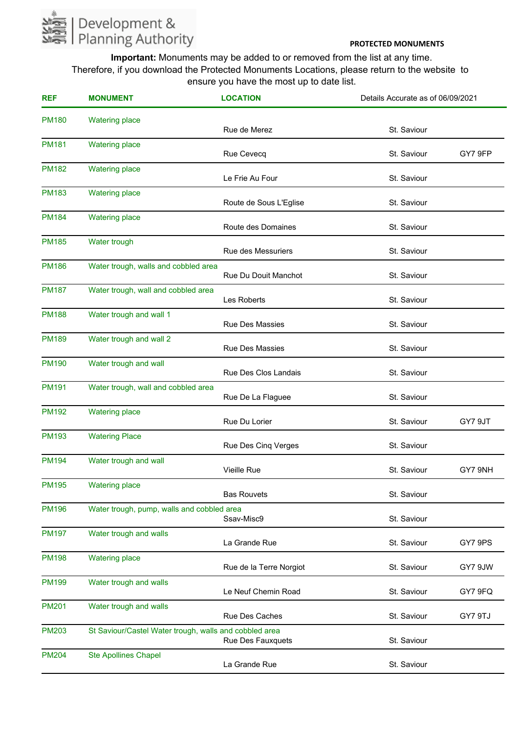Development & Planning Authority

**PROTECTED MONUMENTS**

**Important:** Monuments may be added to or removed from the list at any time. Therefore, if you download the Protected Monuments Locations, please return to the website to ensure you have the most up to date list.

| REF | MONUMENT | LOCATION | Details Accurate as of 06/09/2021 | |
|---|---|---|---|---|
| PM180 | Watering place | Rue de Merez | St. Saviour | |
| PM181 | Watering place | Rue Cevecq | St. Saviour | GY7 9FP |
| PM182 | Watering place | Le Frie Au Four | St. Saviour | |
| PM183 | Watering place | Route de Sous L'Eglise | St. Saviour | |
| PM184 | Watering place | Route des Domaines | St. Saviour | |
| PM185 | Water trough | Rue des Messuriers | St. Saviour | |
| PM186 | Water trough, walls and cobbled area | Rue Du Douit Manchot | St. Saviour | |
| PM187 | Water trough, wall and cobbled area | Les Roberts | St. Saviour | |
| PM188 | Water trough and wall 1 | Rue Des Massies | St. Saviour | |
| PM189 | Water trough and wall 2 | Rue Des Massies | St. Saviour | |
| PM190 | Water trough and wall | Rue Des Clos Landais | St. Saviour | |
| PM191 | Water trough, wall and cobbled area | Rue De La Flaguee | St. Saviour | |
| PM192 | Watering place | Rue Du Lorier | St. Saviour | GY7 9JT |
| PM193 | Watering Place | Rue Des Cinq Verges | St. Saviour | |
| PM194 | Water trough and wall | Vieille Rue | St. Saviour | GY7 9NH |
| PM195 | Watering place | Bas Rouvets | St. Saviour | |
| PM196 | Water trough, pump, walls and cobbled area | Ssav-Misc9 | St. Saviour | |
| PM197 | Water trough and walls | La Grande Rue | St. Saviour | GY7 9PS |
| PM198 | Watering place | Rue de la Terre Norgiot | St. Saviour | GY7 9JW |
| PM199 | Water trough and walls | Le Neuf Chemin Road | St. Saviour | GY7 9FQ |
| PM201 | Water trough and walls | Rue Des Caches | St. Saviour | GY7 9TJ |
| PM203 | St Saviour/Castel Water trough, walls and cobbled area | Rue Des Fauxquets | St. Saviour | |
| PM204 | Ste Apollines Chapel | La Grande Rue | St. Saviour | |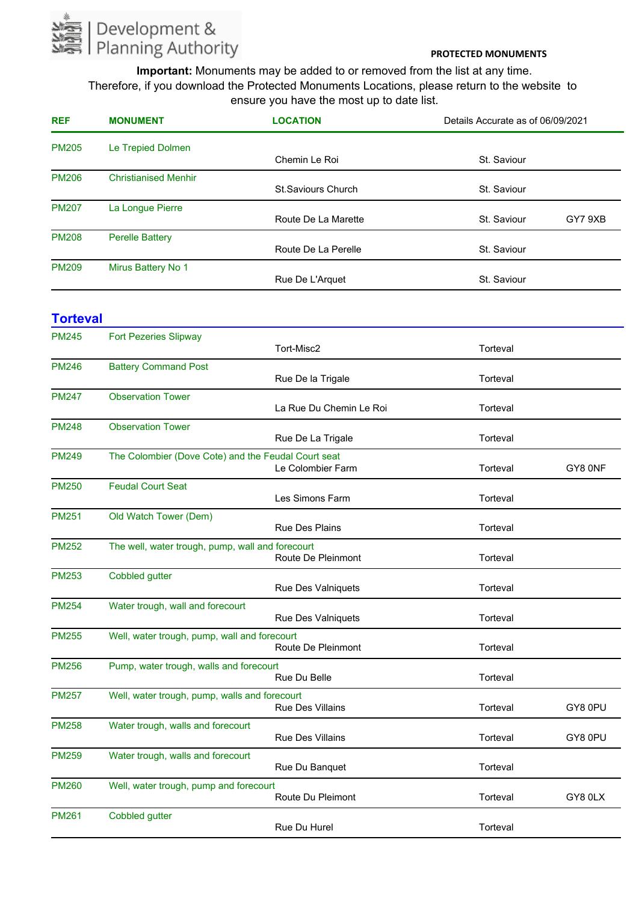Development & Planning Authority

**PROTECTED MONUMENTS**

**Important:** Monuments may be added to or removed from the list at any time. Therefore, if you download the Protected Monuments Locations, please return to the website to ensure you have the most up to date list.

| REF | MONUMENT | LOCATION | Details Accurate as of 06/09/2021 | |
|---|---|---|---|---|
| PM205 | Le Trepied Dolmen | Chemin Le Roi | St. Saviour | |
| PM206 | Christianised Menhir | St.Saviours Church | St. Saviour | |
| PM207 | La Longue Pierre | Route De La Marette | St. Saviour | GY7 9XB |
| PM208 | Perelle Battery | Route De La Perelle | St. Saviour | |
| PM209 | Mirus Battery No 1 | Rue De L'Arquet | St. Saviour | |

## Torteval

| REF | MONUMENT | LOCATION | | |
|---|---|---|---|---|
| PM245 | Fort Pezeries Slipway | Tort-Misc2 | Torteval | |
| PM246 | Battery Command Post | Rue De la Trigale | Torteval | |
| PM247 | Observation Tower | La Rue Du Chemin Le Roi | Torteval | |
| PM248 | Observation Tower | Rue De La Trigale | Torteval | |
| PM249 | The Colombier (Dove Cote) and the Feudal Court seat | Le Colombier Farm | Torteval | GY8 0NF |
| PM250 | Feudal Court Seat | Les Simons Farm | Torteval | |
| PM251 | Old Watch Tower (Dem) | Rue Des Plains | Torteval | |
| PM252 | The well, water trough, pump, wall and forecourt | Route De Pleinmont | Torteval | |
| PM253 | Cobbled gutter | Rue Des Valniquets | Torteval | |
| PM254 | Water trough, wall and forecourt | Rue Des Valniquets | Torteval | |
| PM255 | Well, water trough, pump, wall and forecourt | Route De Pleinmont | Torteval | |
| PM256 | Pump, water trough, walls and forecourt | Rue Du Belle | Torteval | |
| PM257 | Well, water trough, pump, walls and forecourt | Rue Des Villains | Torteval | GY8 0PU |
| PM258 | Water trough, walls and forecourt | Rue Des Villains | Torteval | GY8 0PU |
| PM259 | Water trough, walls and forecourt | Rue Du Banquet | Torteval | |
| PM260 | Well, water trough, pump and forecourt | Route Du Pleimont | Torteval | GY8 0LX |
| PM261 | Cobbled gutter | Rue Du Hurel | Torteval | |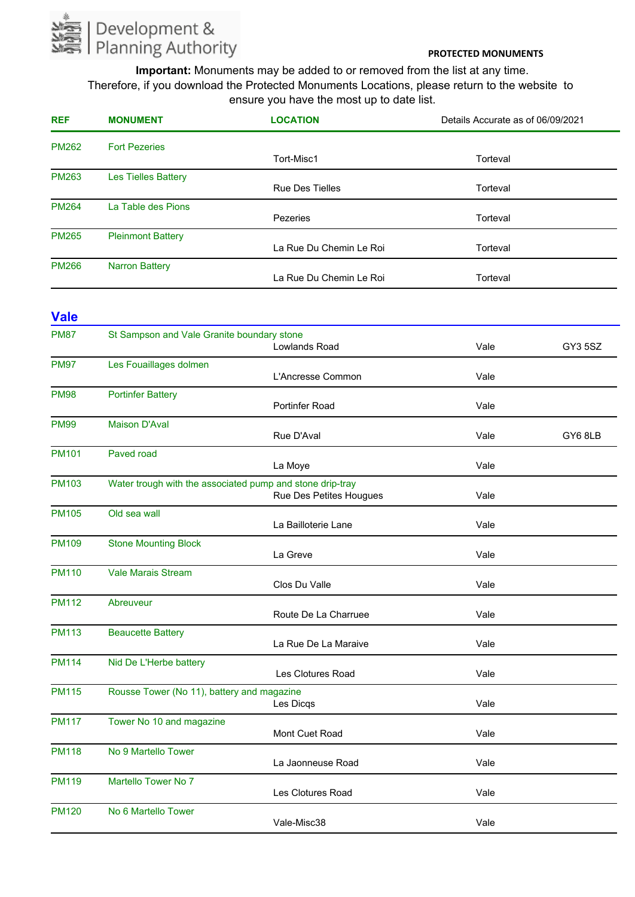Development & Planning Authority

**PROTECTED MONUMENTS**

**Important:** Monuments may be added to or removed from the list at any time.
Therefore, if you download the Protected Monuments Locations, please return to the website to ensure you have the most up to date list.

| REF | MONUMENT | LOCATION | Details Accurate as of 06/09/2021 | |
|---|---|---|---|---|
| PM262 | Fort Pezeries | Tort-Misc1 | Torteval | |
| PM263 | Les Tielles Battery | Rue Des Tielles | Torteval | |
| PM264 | La Table des Pions | Pezeries | Torteval | |
| PM265 | Pleinmont Battery | La Rue Du Chemin Le Roi | Torteval | |
| PM266 | Narron Battery | La Rue Du Chemin Le Roi | Torteval | |

## Vale

| REF | MONUMENT | LOCATION | | |
|---|---|---|---|---|
| PM87 | St Sampson and Vale Granite boundary stone | Lowlands Road | Vale | GY3 5SZ |
| PM97 | Les Fouaillages dolmen | L'Ancresse Common | Vale | |
| PM98 | Portinfer Battery | Portinfer Road | Vale | |
| PM99 | Maison D'Aval | Rue D'Aval | Vale | GY6 8LB |
| PM101 | Paved road | La Moye | Vale | |
| PM103 | Water trough with the associated pump and stone drip-tray | Rue Des Petites Hougues | Vale | |
| PM105 | Old sea wall | La Bailloterie Lane | Vale | |
| PM109 | Stone Mounting Block | La Greve | Vale | |
| PM110 | Vale Marais Stream | Clos Du Valle | Vale | |
| PM112 | Abreuveur | Route De La Charruee | Vale | |
| PM113 | Beaucette Battery | La Rue De La Maraive | Vale | |
| PM114 | Nid De L'Herbe battery | Les Clotures Road | Vale | |
| PM115 | Rousse Tower (No 11), battery and magazine | Les Dicqs | Vale | |
| PM117 | Tower No 10 and magazine | Mont Cuet Road | Vale | |
| PM118 | No 9 Martello Tower | La Jaonneuse Road | Vale | |
| PM119 | Martello Tower No 7 | Les Clotures Road | Vale | |
| PM120 | No 6 Martello Tower | Vale-Misc38 | Vale | |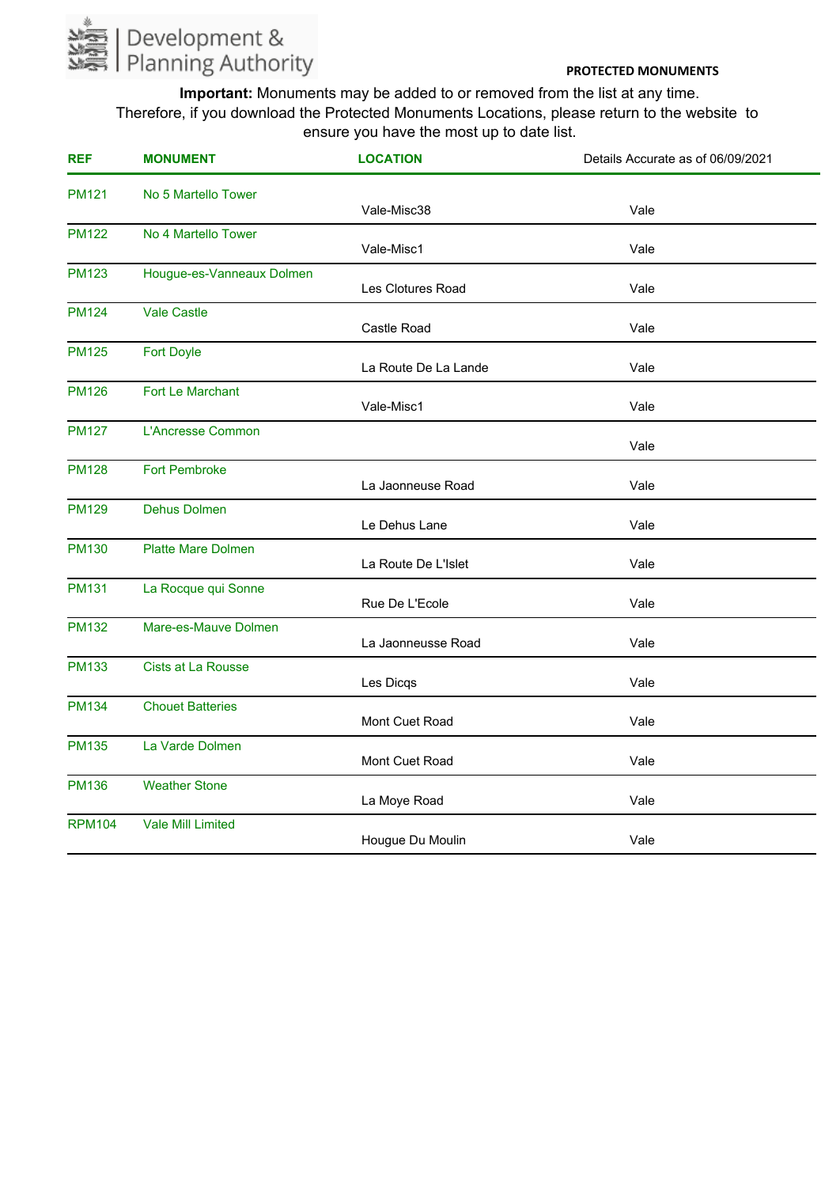Development & Planning Authority

**PROTECTED MONUMENTS**

**Important:** Monuments may be added to or removed from the list at any time. Therefore, if you download the Protected Monuments Locations, please return to the website to ensure you have the most up to date list.

| REF | MONUMENT | LOCATION | Details Accurate as of 06/09/2021 |
|---|---|---|---|
| PM121 | No 5 Martello Tower | Vale-Misc38 | Vale |
| PM122 | No 4 Martello Tower | Vale-Misc1 | Vale |
| PM123 | Hougue-es-Vanneaux Dolmen | Les Clotures Road | Vale |
| PM124 | Vale Castle | Castle Road | Vale |
| PM125 | Fort Doyle | La Route De La Lande | Vale |
| PM126 | Fort Le Marchant | Vale-Misc1 | Vale |
| PM127 | L'Ancresse Common | | Vale |
| PM128 | Fort Pembroke | La Jaonneuse Road | Vale |
| PM129 | Dehus Dolmen | Le Dehus Lane | Vale |
| PM130 | Platte Mare Dolmen | La Route De L'Islet | Vale |
| PM131 | La Rocque qui Sonne | Rue De L'Ecole | Vale |
| PM132 | Mare-es-Mauve Dolmen | La Jaonneusse Road | Vale |
| PM133 | Cists at La Rousse | Les Dicqs | Vale |
| PM134 | Chouet Batteries | Mont Cuet Road | Vale |
| PM135 | La Varde Dolmen | Mont Cuet Road | Vale |
| PM136 | Weather Stone | La Moye Road | Vale |
| RPM104 | Vale Mill Limited | Hougue Du Moulin | Vale |